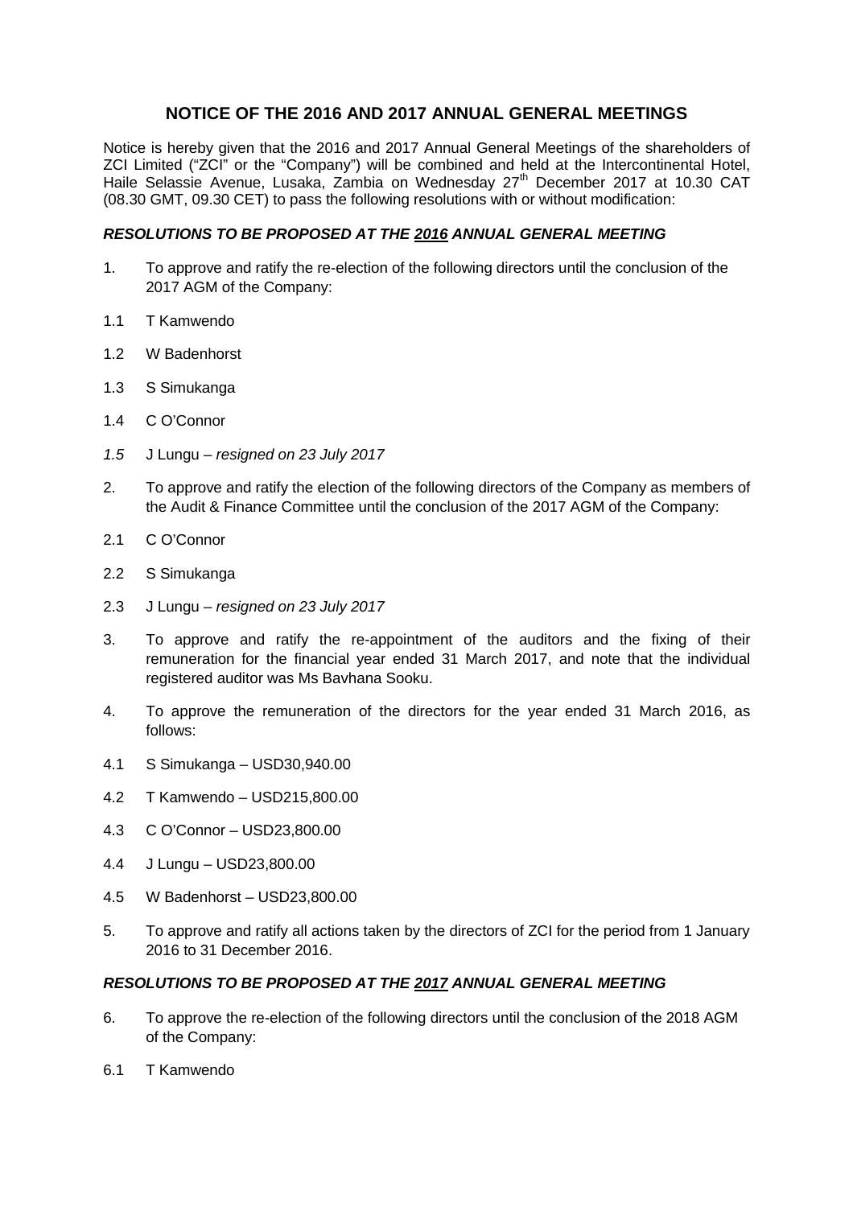# NOTICE OF THE 2016 AND 2017 ANNUAL GENERAL MEETINGS

Notice is hereby given that the 2016 and 2017 Annual General Meetings of the shareholders of ZCI Limited ("ZCI" or the "Company") will be combined and held at the Intercontinental Hotel, Haile Selassie Avenue, Lusaka, Zambia on Wednesday 27th December 2017 at 10.30 CAT (08.30 GMT, 09.30 CET) to pass the following resolutions with or without modification:

### *RESOLUTIONS TO BE PROPOSED AT THE 2016 ANNUAL GENERAL MEETING*

1. To approve and ratify the re-election of the following directors until the conclusion of the 2017 AGM of the Company:

1.1 T Kamwendo

1.2 W Badenhorst

1.3 S Simukanga

1.4 C O'Connor

*1.5* J Lungu – *resigned on 23 July 2017*

2. To approve and ratify the election of the following directors of the Company as members of the Audit & Finance Committee until the conclusion of the 2017 AGM of the Company:

2.1 C O'Connor

2.2 S Simukanga

2.3 J Lungu – *resigned on 23 July 2017*

3. To approve and ratify the re-appointment of the auditors and the fixing of their remuneration for the financial year ended 31 March 2017, and note that the individual registered auditor was Ms Bavhana Sooku.

4. To approve the remuneration of the directors for the year ended 31 March 2016, as follows:

4.1 S Simukanga – USD30,940.00

4.2 T Kamwendo – USD215,800.00

4.3 C O'Connor – USD23,800.00

4.4 J Lungu – USD23,800.00

4.5 W Badenhorst – USD23,800.00

5. To approve and ratify all actions taken by the directors of ZCI for the period from 1 January 2016 to 31 December 2016.

### *RESOLUTIONS TO BE PROPOSED AT THE 2017 ANNUAL GENERAL MEETING*

6. To approve the re-election of the following directors until the conclusion of the 2018 AGM of the Company:

6.1 T Kamwendo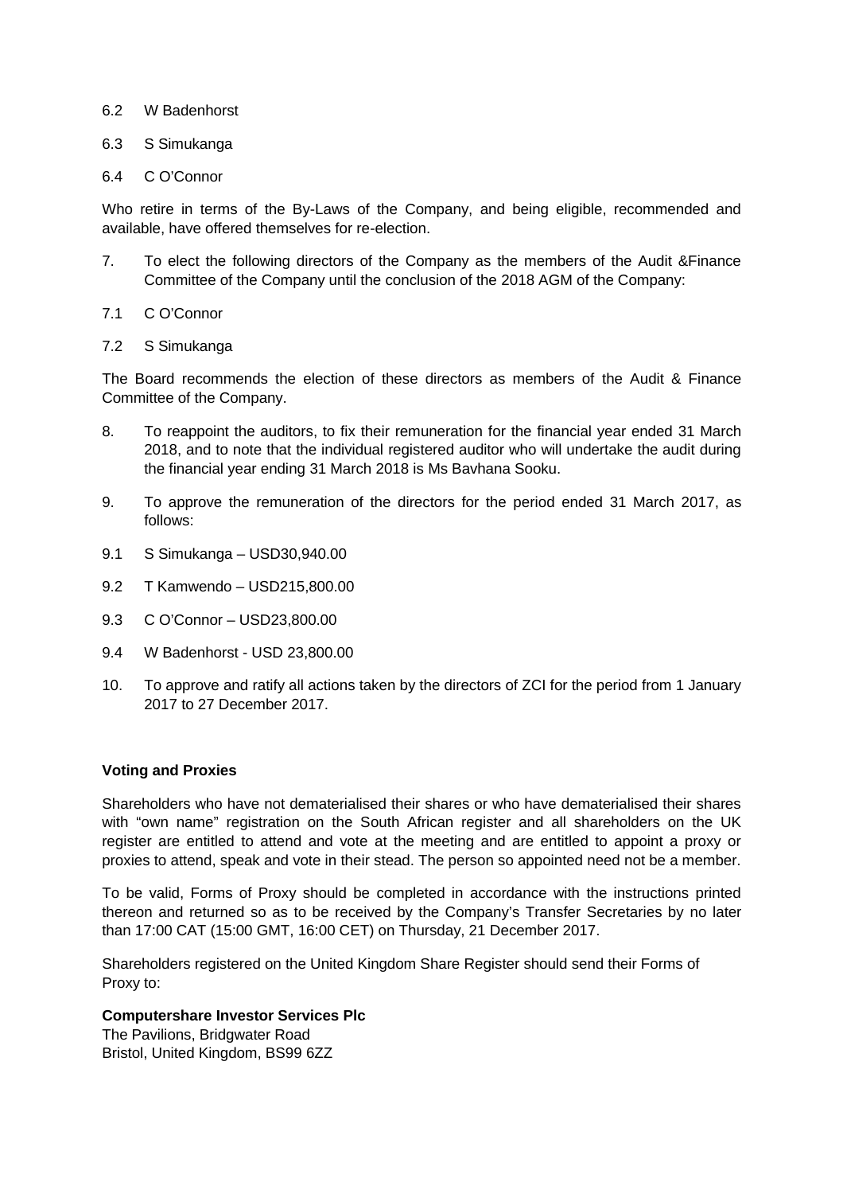6.2 W Badenhorst

6.3 S Simukanga

6.4 C O'Connor

Who retire in terms of the By-Laws of the Company, and being eligible, recommended and available, have offered themselves for re-election.

7. To elect the following directors of the Company as the members of the Audit &Finance Committee of the Company until the conclusion of the 2018 AGM of the Company:

7.1 C O'Connor

7.2 S Simukanga

The Board recommends the election of these directors as members of the Audit & Finance Committee of the Company.

8. To reappoint the auditors, to fix their remuneration for the financial year ended 31 March 2018, and to note that the individual registered auditor who will undertake the audit during the financial year ending 31 March 2018 is Ms Bavhana Sooku.

9. To approve the remuneration of the directors for the period ended 31 March 2017, as follows:

9.1 S Simukanga – USD30,940.00

9.2 T Kamwendo – USD215,800.00

9.3 C O'Connor – USD23,800.00

9.4 W Badenhorst - USD 23,800.00

10. To approve and ratify all actions taken by the directors of ZCI for the period from 1 January 2017 to 27 December 2017.

**Voting and Proxies**

Shareholders who have not dematerialised their shares or who have dematerialised their shares with "own name" registration on the South African register and all shareholders on the UK register are entitled to attend and vote at the meeting and are entitled to appoint a proxy or proxies to attend, speak and vote in their stead. The person so appointed need not be a member.

To be valid, Forms of Proxy should be completed in accordance with the instructions printed thereon and returned so as to be received by the Company's Transfer Secretaries by no later than 17:00 CAT (15:00 GMT, 16:00 CET) on Thursday, 21 December 2017.

Shareholders registered on the United Kingdom Share Register should send their Forms of Proxy to:

**Computershare Investor Services Plc**
The Pavilions, Bridgwater Road
Bristol, United Kingdom, BS99 6ZZ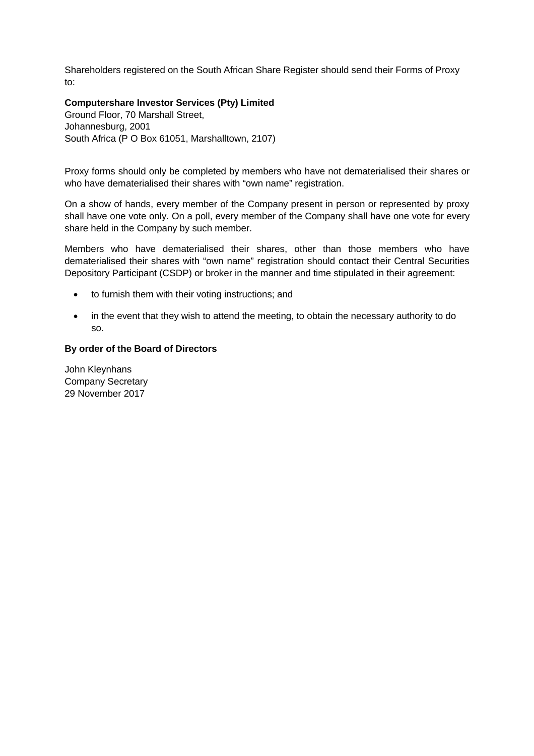Shareholders registered on the South African Share Register should send their Forms of Proxy to:

**Computershare Investor Services (Pty) Limited**
Ground Floor, 70 Marshall Street,
Johannesburg, 2001
South Africa (P O Box 61051, Marshalltown, 2107)

Proxy forms should only be completed by members who have not dematerialised their shares or who have dematerialised their shares with "own name" registration.

On a show of hands, every member of the Company present in person or represented by proxy shall have one vote only. On a poll, every member of the Company shall have one vote for every share held in the Company by such member.

Members who have dematerialised their shares, other than those members who have dematerialised their shares with "own name" registration should contact their Central Securities Depository Participant (CSDP) or broker in the manner and time stipulated in their agreement:

- to furnish them with their voting instructions; and
- in the event that they wish to attend the meeting, to obtain the necessary authority to do so.

**By order of the Board of Directors**

John Kleynhans
Company Secretary
29 November 2017